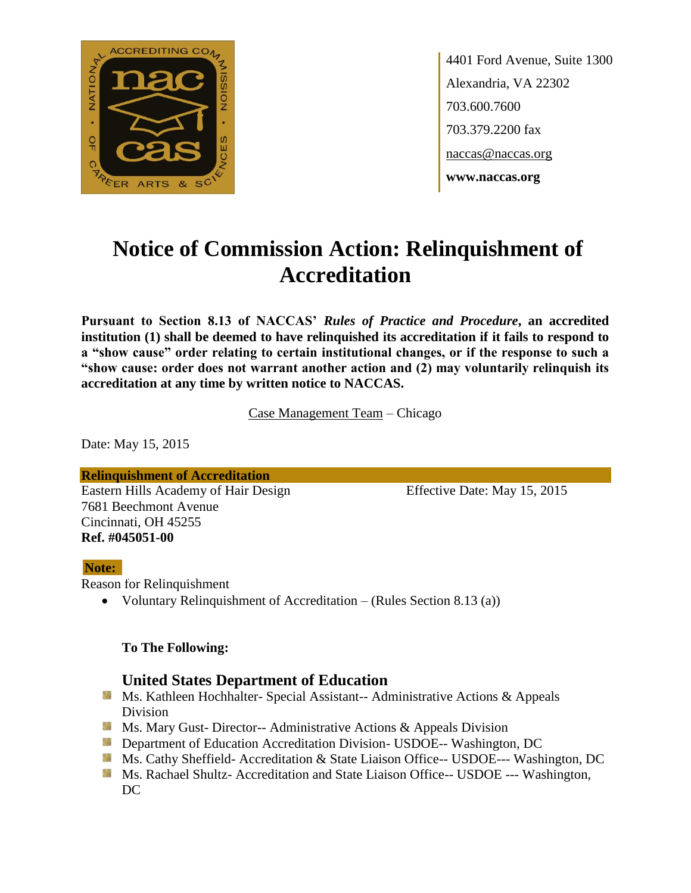4401 Ford Avenue, Suite 1300
Alexandria, VA 22302
703.600.7600
703.379.2200 fax
naccas@naccas.org
**www.naccas.org**

# Notice of Commission Action: Relinquishment of Accreditation

**Pursuant to Section 8.13 of NACCAS' *Rules of Practice and Procedure*, an accredited institution (1) shall be deemed to have relinquished its accreditation if it fails to respond to a "show cause" order relating to certain institutional changes, or if the response to such a "show cause: order does not warrant another action and (2) may voluntarily relinquish its accreditation at any time by written notice to NACCAS.**

Case Management Team – Chicago

Date: May 15, 2015

**Relinquishment of Accreditation**

Eastern Hills Academy of Hair Design
7681 Beechmont Avenue
Cincinnati, OH 45255
**Ref. #045051-00**

Effective Date: May 15, 2015

**Note:**

Reason for Relinquishment

- Voluntary Relinquishment of Accreditation – (Rules Section 8.13 (a))

**To The Following:**

### United States Department of Education

- Ms. Kathleen Hochhalter- Special Assistant-- Administrative Actions & Appeals Division
- Ms. Mary Gust- Director-- Administrative Actions & Appeals Division
- Department of Education Accreditation Division- USDOE-- Washington, DC
- Ms. Cathy Sheffield- Accreditation & State Liaison Office-- USDOE--- Washington, DC
- Ms. Rachael Shultz- Accreditation and State Liaison Office-- USDOE --- Washington, DC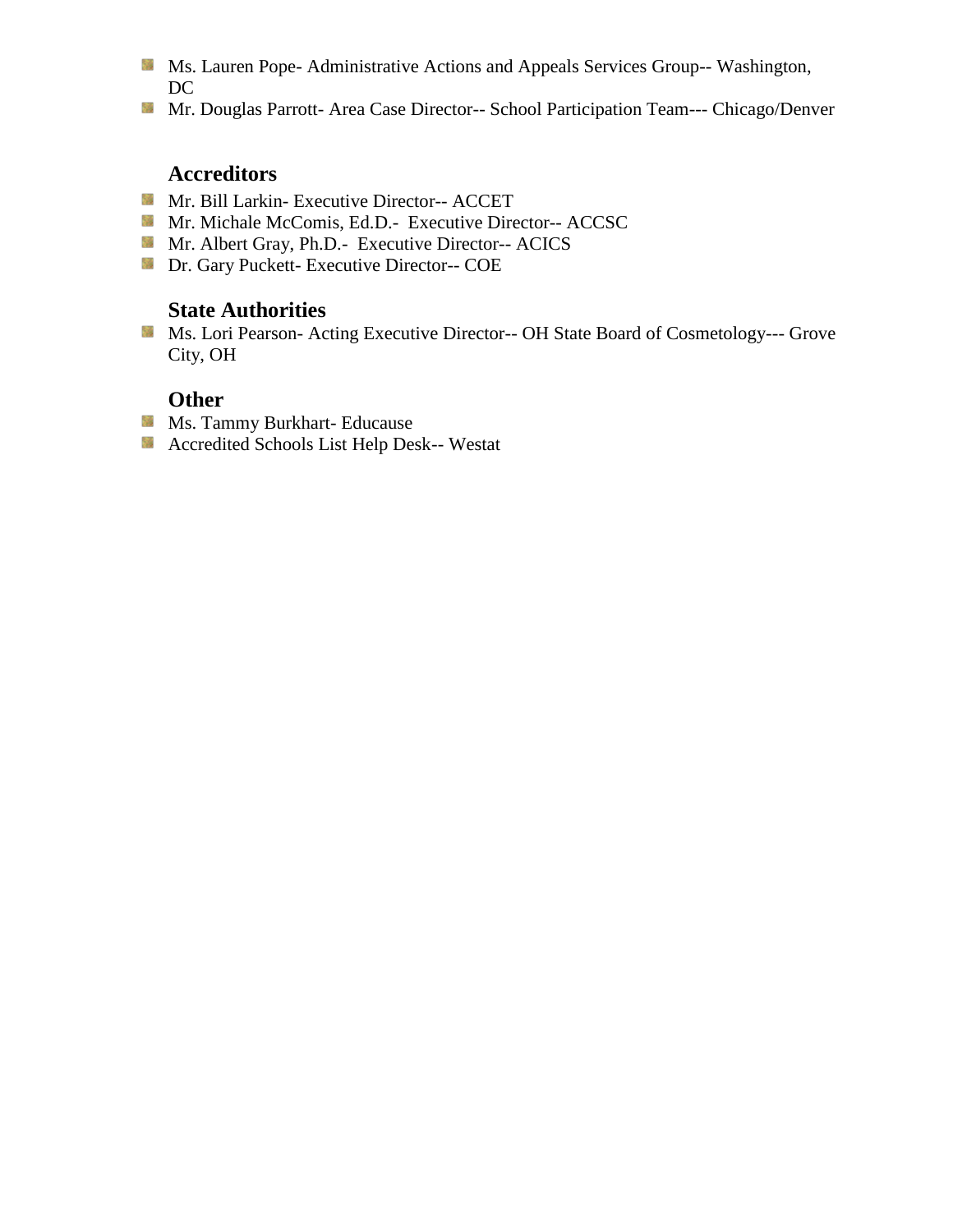- Ms. Lauren Pope- Administrative Actions and Appeals Services Group-- Washington, DC
- Mr. Douglas Parrott- Area Case Director-- School Participation Team--- Chicago/Denver

## Accreditors

- Mr. Bill Larkin- Executive Director-- ACCET
- Mr. Michale McComis, Ed.D.- Executive Director-- ACCSC
- Mr. Albert Gray, Ph.D.- Executive Director-- ACICS
- Dr. Gary Puckett- Executive Director-- COE

## State Authorities

- Ms. Lori Pearson- Acting Executive Director-- OH State Board of Cosmetology--- Grove City, OH

## Other

- Ms. Tammy Burkhart- Educause
- Accredited Schools List Help Desk-- Westat